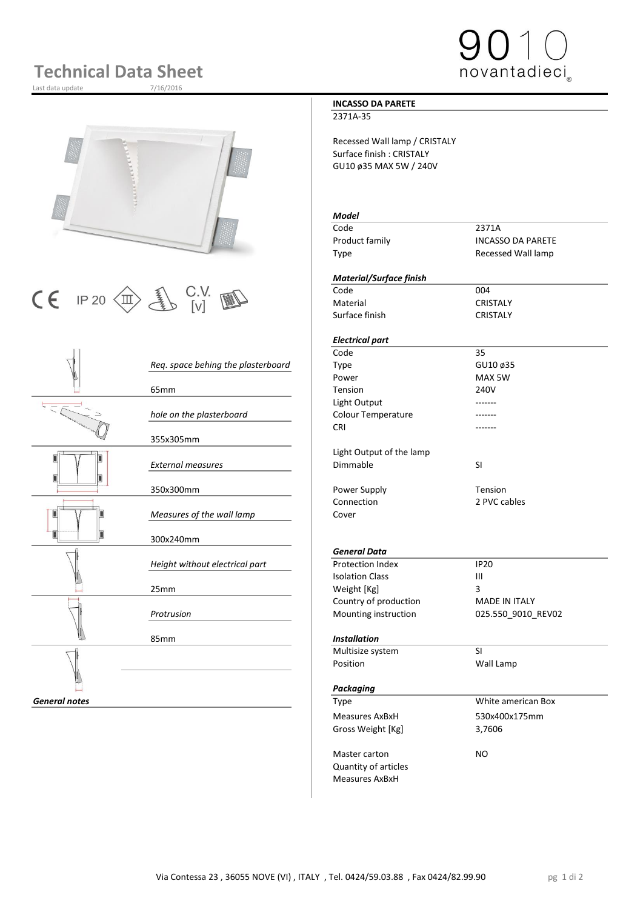# Technical Data Sheet

Last data update 7/16/2016

9010 novantadieci

CE IP 20 C.V. [v]

| | |
|---|---|
| *Req. space behing the plasterboard* | 65mm |
| *hole on the plasterboard* | 355x305mm |
| *External measures* | 350x300mm |
| *Measures of the wall lamp* | 300x240mm |
| *Height without electrical part* | 25mm |
| *Protrusion* | 85mm |

***General notes***

**INCASSO DA PARETE**

2371A-35

Recessed Wall lamp / CRISTALY
Surface finish : CRISTALY
GU10 ø35 MAX 5W / 240V

***Model***

| | |
|---|---|
| Code | 2371A |
| Product family | INCASSO DA PARETE |
| Type | Recessed Wall lamp |

***Material/Surface finish***

| | |
|---|---|
| Code | 004 |
| Material | CRISTALY |
| Surface finish | CRISTALY |

***Electrical part***

| | |
|---|---|
| Code | 35 |
| Type | GU10 ø35 |
| Power | MAX 5W |
| Tension | 240V |
| Light Output | ------- |
| Colour Temperature | ------- |
| CRI | ------- |
| Light Output of the lamp | |
| Dimmable | SI |
| Power Supply | Tension |
| Connection | 2 PVC cables |
| Cover | |

***General Data***

| | |
|---|---|
| Protection Index | IP20 |
| Isolation Class | III |
| Weight [Kg] | 3 |
| Country of production | MADE IN ITALY |
| Mounting instruction | 025.550_9010_REV02 |

***Installation***

| | |
|---|---|
| Multisize system | SI |
| Position | Wall Lamp |

***Packaging***

| | |
|---|---|
| Type | White american Box |
| Measures AxBxH | 530x400x175mm |
| Gross Weight [Kg] | 3,7606 |
| Master carton | NO |
| Quantity of articles | |
| Measures AxBxH | |

Via Contessa 23 , 36055 NOVE (VI) , ITALY , Tel. 0424/59.03.88 , Fax 0424/82.99.90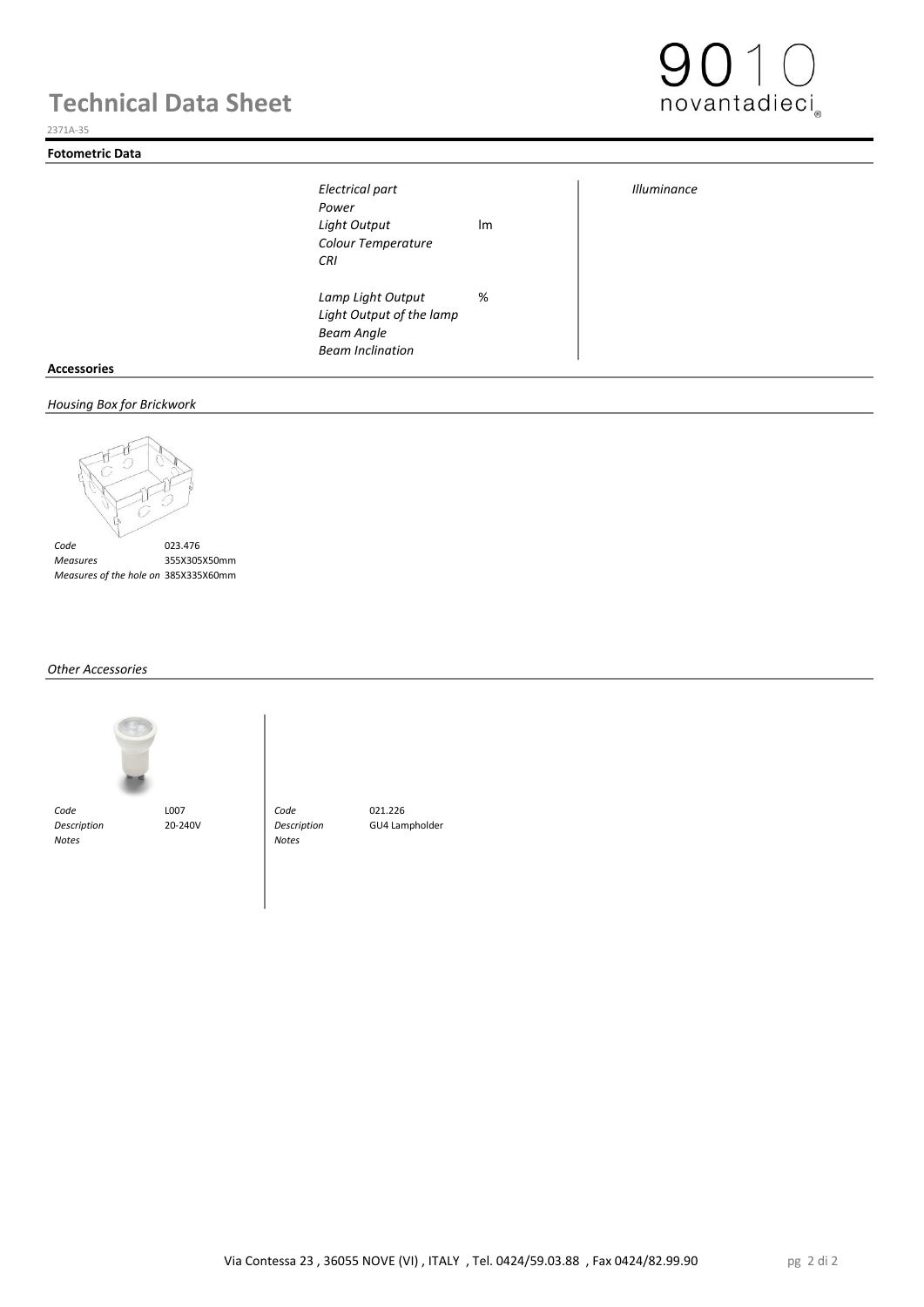# Technical Data Sheet

2371A-35

## Fotometric Data

| | | | |
|---|---|---|---|
| *Electrical part* | | | *Illuminance* |
| *Power* | | | |
| *Light Output* | lm | | |
| *Colour Temperature* | | | |
| *CRI* | | | |
| *Lamp Light Output* | % | | |
| *Light Output of the lamp* | | | |
| *Beam Angle* | | | |
| *Beam Inclination* | | | |

## Accessories

### *Housing Box for Brickwork*

| | |
|---|---|
| *Code* | 023.476 |
| *Measures* | 355X305X50mm |
| *Measures of the hole on* | 385X335X60mm |

### *Other Accessories*

| | |
|---|---|
| *Code* | L007 |
| *Description* | 20-240V |
| *Notes* | |

| | |
|---|---|
| *Code* | 021.226 |
| *Description* | GU4 Lampholder |
| *Notes* | |

Via Contessa 23 , 36055 NOVE (VI) , ITALY , Tel. 0424/59.03.88 , Fax 0424/82.99.90